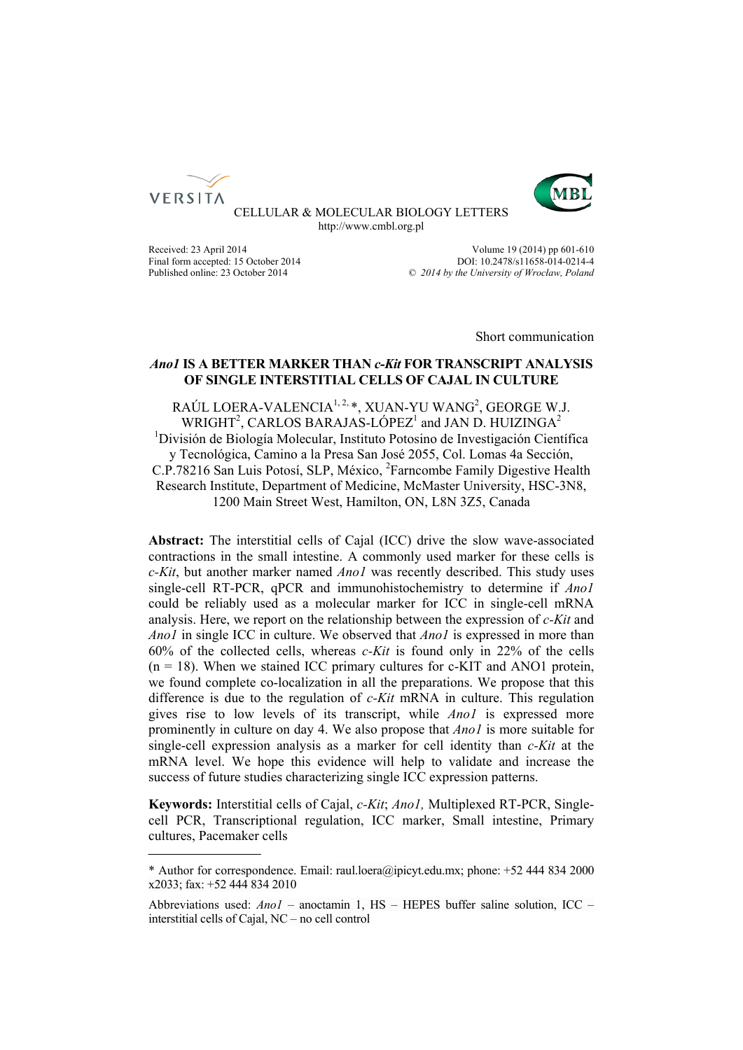CELLULAR & MOLECULAR BIOLOGY LETTERS
http://www.cmbl.org.pl

Received: 23 April 2014
Final form accepted: 15 October 2014
Published online: 23 October 2014

Volume 19 (2014) pp 601-610
DOI: 10.2478/s11658-014-0214-4
© *2014 by the University of Wrocław, Poland*

Short communication

# *Ano1* IS A BETTER MARKER THAN *c-Kit* FOR TRANSCRIPT ANALYSIS OF SINGLE INTERSTITIAL CELLS OF CAJAL IN CULTURE

RAÚL LOERA-VALENCIA[1, 2, *], XUAN-YU WANG[2], GEORGE W.J. WRIGHT[2], CARLOS BARAJAS-LÓPEZ[1] and JAN D. HUIZINGA[2]

[1]División de Biología Molecular, Instituto Potosino de Investigación Científica y Tecnológica, Camino a la Presa San José 2055, Col. Lomas 4a Sección, C.P.78216 San Luis Potosí, SLP, México, [2]Farncombe Family Digestive Health Research Institute, Department of Medicine, McMaster University, HSC-3N8, 1200 Main Street West, Hamilton, ON, L8N 3Z5, Canada

**Abstract:** The interstitial cells of Cajal (ICC) drive the slow wave-associated contractions in the small intestine. A commonly used marker for these cells is *c-Kit*, but another marker named *Ano1* was recently described. This study uses single-cell RT-PCR, qPCR and immunohistochemistry to determine if *Ano1* could be reliably used as a molecular marker for ICC in single-cell mRNA analysis. Here, we report on the relationship between the expression of *c-Kit* and *Ano1* in single ICC in culture. We observed that *Ano1* is expressed in more than 60% of the collected cells, whereas *c-Kit* is found only in 22% of the cells (n = 18). When we stained ICC primary cultures for c-KIT and ANO1 protein, we found complete co-localization in all the preparations. We propose that this difference is due to the regulation of *c-Kit* mRNA in culture. This regulation gives rise to low levels of its transcript, while *Ano1* is expressed more prominently in culture on day 4. We also propose that *Ano1* is more suitable for single-cell expression analysis as a marker for cell identity than *c-Kit* at the mRNA level. We hope this evidence will help to validate and increase the success of future studies characterizing single ICC expression patterns.

**Keywords:** Interstitial cells of Cajal, *c-Kit*; *Ano1,* Multiplexed RT-PCR, Single-cell PCR, Transcriptional regulation, ICC marker, Small intestine, Primary cultures, Pacemaker cells

---

* Author for correspondence. Email: raul.loera@ipicyt.edu.mx; phone: +52 444 834 2000 x2033; fax: +52 444 834 2010

Abbreviations used: *Ano1* – anoctamin 1, HS – HEPES buffer saline solution, ICC – interstitial cells of Cajal, NC – no cell control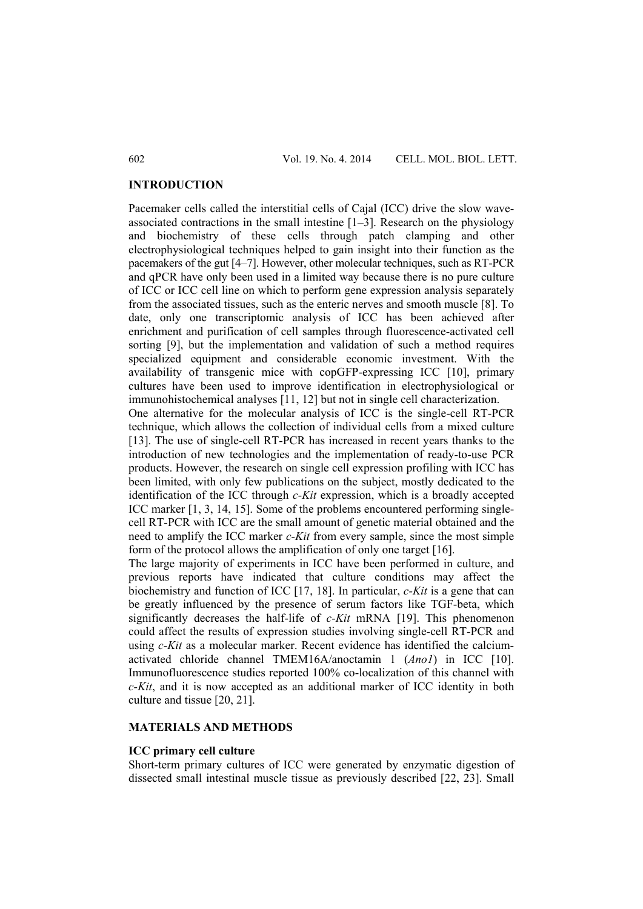## INTRODUCTION

Pacemaker cells called the interstitial cells of Cajal (ICC) drive the slow wave-associated contractions in the small intestine [1–3]. Research on the physiology and biochemistry of these cells through patch clamping and other electrophysiological techniques helped to gain insight into their function as the pacemakers of the gut [4–7]. However, other molecular techniques, such as RT-PCR and qPCR have only been used in a limited way because there is no pure culture of ICC or ICC cell line on which to perform gene expression analysis separately from the associated tissues, such as the enteric nerves and smooth muscle [8]. To date, only one transcriptomic analysis of ICC has been achieved after enrichment and purification of cell samples through fluorescence-activated cell sorting [9], but the implementation and validation of such a method requires specialized equipment and considerable economic investment. With the availability of transgenic mice with copGFP-expressing ICC [10], primary cultures have been used to improve identification in electrophysiological or immunohistochemical analyses [11, 12] but not in single cell characterization.

One alternative for the molecular analysis of ICC is the single-cell RT-PCR technique, which allows the collection of individual cells from a mixed culture [13]. The use of single-cell RT-PCR has increased in recent years thanks to the introduction of new technologies and the implementation of ready-to-use PCR products. However, the research on single cell expression profiling with ICC has been limited, with only few publications on the subject, mostly dedicated to the identification of the ICC through *c-Kit* expression, which is a broadly accepted ICC marker [1, 3, 14, 15]. Some of the problems encountered performing single-cell RT-PCR with ICC are the small amount of genetic material obtained and the need to amplify the ICC marker *c-Kit* from every sample, since the most simple form of the protocol allows the amplification of only one target [16].

The large majority of experiments in ICC have been performed in culture, and previous reports have indicated that culture conditions may affect the biochemistry and function of ICC [17, 18]. In particular, *c-Kit* is a gene that can be greatly influenced by the presence of serum factors like TGF-beta, which significantly decreases the half-life of *c-Kit* mRNA [19]. This phenomenon could affect the results of expression studies involving single-cell RT-PCR and using *c-Kit* as a molecular marker. Recent evidence has identified the calcium-activated chloride channel TMEM16A/anoctamin 1 (*Ano1*) in ICC [10]. Immunofluorescence studies reported 100% co-localization of this channel with *c-Kit*, and it is now accepted as an additional marker of ICC identity in both culture and tissue [20, 21].

## MATERIALS AND METHODS

### ICC primary cell culture

Short-term primary cultures of ICC were generated by enzymatic digestion of dissected small intestinal muscle tissue as previously described [22, 23]. Small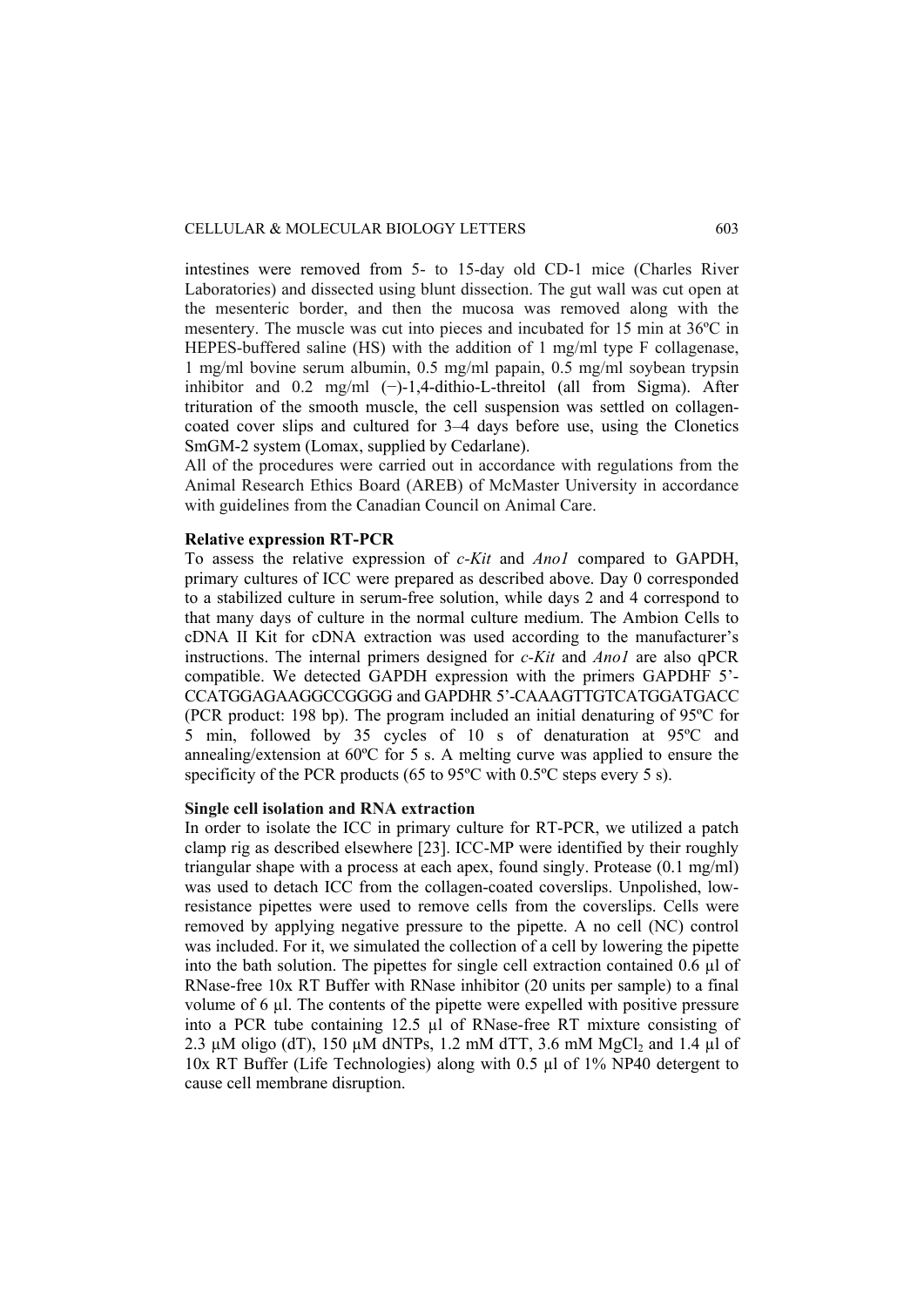intestines were removed from 5- to 15-day old CD-1 mice (Charles River Laboratories) and dissected using blunt dissection. The gut wall was cut open at the mesenteric border, and then the mucosa was removed along with the mesentery. The muscle was cut into pieces and incubated for 15 min at 36ºC in HEPES-buffered saline (HS) with the addition of 1 mg/ml type F collagenase, 1 mg/ml bovine serum albumin, 0.5 mg/ml papain, 0.5 mg/ml soybean trypsin inhibitor and 0.2 mg/ml (−)-1,4-dithio-L-threitol (all from Sigma). After trituration of the smooth muscle, the cell suspension was settled on collagen-coated cover slips and cultured for 3–4 days before use, using the Clonetics SmGM-2 system (Lomax, supplied by Cedarlane).

All of the procedures were carried out in accordance with regulations from the Animal Research Ethics Board (AREB) of McMaster University in accordance with guidelines from the Canadian Council on Animal Care.

**Relative expression RT-PCR**

To assess the relative expression of *c-Kit* and *Ano1* compared to GAPDH, primary cultures of ICC were prepared as described above. Day 0 corresponded to a stabilized culture in serum-free solution, while days 2 and 4 correspond to that many days of culture in the normal culture medium. The Ambion Cells to cDNA II Kit for cDNA extraction was used according to the manufacturer's instructions. The internal primers designed for *c-Kit* and *Ano1* are also qPCR compatible. We detected GAPDH expression with the primers GAPDHF 5'-CCATGGAGAAGGCCGGGG and GAPDHR 5'-CAAAGTTGTCATGGATGACC (PCR product: 198 bp). The program included an initial denaturing of 95ºC for 5 min, followed by 35 cycles of 10 s of denaturation at 95ºC and annealing/extension at 60ºC for 5 s. A melting curve was applied to ensure the specificity of the PCR products (65 to 95ºC with 0.5ºC steps every 5 s).

**Single cell isolation and RNA extraction**

In order to isolate the ICC in primary culture for RT-PCR, we utilized a patch clamp rig as described elsewhere [23]. ICC-MP were identified by their roughly triangular shape with a process at each apex, found singly. Protease (0.1 mg/ml) was used to detach ICC from the collagen-coated coverslips. Unpolished, low-resistance pipettes were used to remove cells from the coverslips. Cells were removed by applying negative pressure to the pipette. A no cell (NC) control was included. For it, we simulated the collection of a cell by lowering the pipette into the bath solution. The pipettes for single cell extraction contained 0.6 μl of RNase-free 10x RT Buffer with RNase inhibitor (20 units per sample) to a final volume of 6 μl. The contents of the pipette were expelled with positive pressure into a PCR tube containing 12.5 μl of RNase-free RT mixture consisting of 2.3 μM oligo (dT), 150 μM dNTPs, 1.2 mM dTT, 3.6 mM $MgCl_2$ and 1.4 μl of 10x RT Buffer (Life Technologies) along with 0.5 μl of 1% NP40 detergent to cause cell membrane disruption.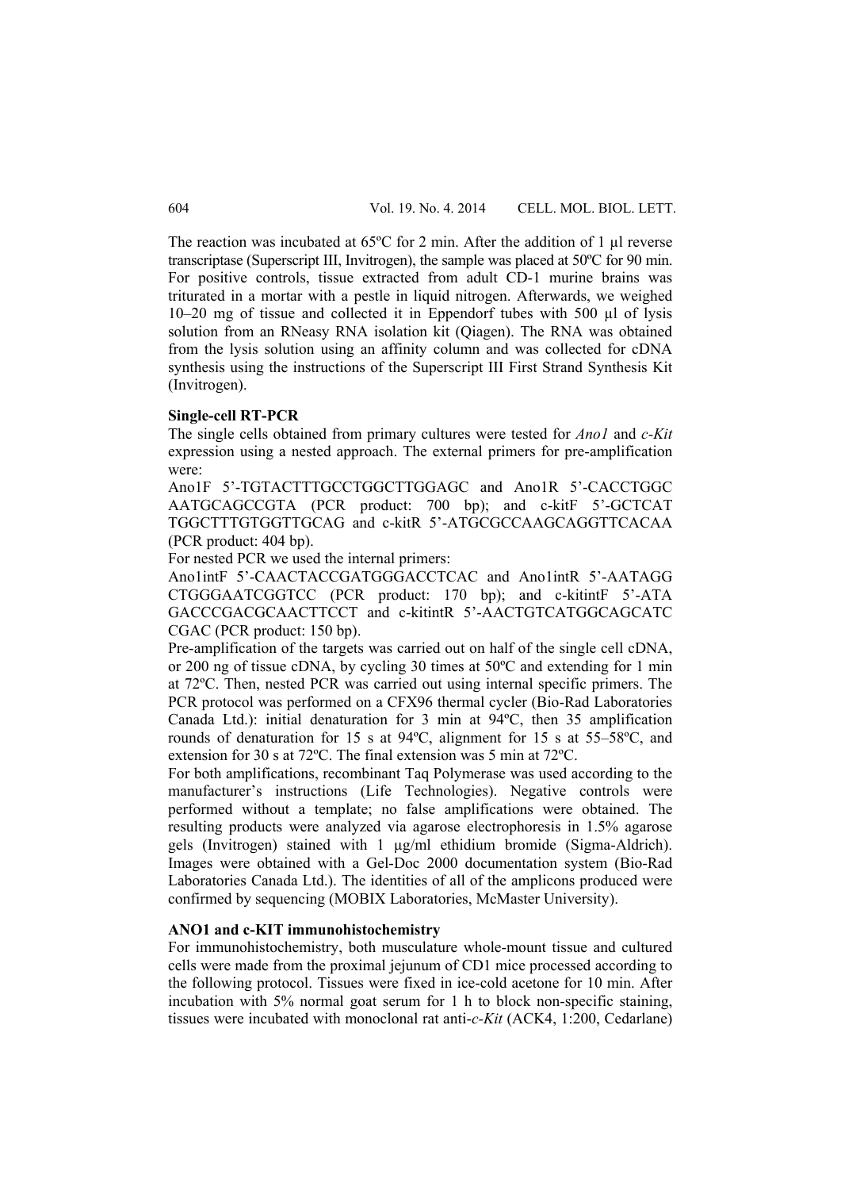The reaction was incubated at 65ºC for 2 min. After the addition of 1 µl reverse transcriptase (Superscript III, Invitrogen), the sample was placed at 50ºC for 90 min. For positive controls, tissue extracted from adult CD-1 murine brains was triturated in a mortar with a pestle in liquid nitrogen. Afterwards, we weighed 10–20 mg of tissue and collected it in Eppendorf tubes with 500 µl of lysis solution from an RNeasy RNA isolation kit (Qiagen). The RNA was obtained from the lysis solution using an affinity column and was collected for cDNA synthesis using the instructions of the Superscript III First Strand Synthesis Kit (Invitrogen).

**Single-cell RT-PCR**

The single cells obtained from primary cultures were tested for *Ano1* and *c-Kit* expression using a nested approach. The external primers for pre-amplification were:

Ano1F 5'-TGTACTTTGCCTGGCTTGGAGC and Ano1R 5'-CACCTGGC AATGCAGCCGTA (PCR product: 700 bp); and c-kitF 5'-GCTCAT TGGCTTTGTGGTTGCAG and c-kitR 5'-ATGCGCCAAGCAGGTTCACAA (PCR product: 404 bp).

For nested PCR we used the internal primers:

Ano1intF 5'-CAACTACCGATGGGACCTCAC and Ano1intR 5'-AATAGG CTGGGAATCGGTCC (PCR product: 170 bp); and c-kitintF 5'-ATA GACCCGACGCAACTTCCT and c-kitintR 5'-AACTGTCATGGCAGCATC CGAC (PCR product: 150 bp).

Pre-amplification of the targets was carried out on half of the single cell cDNA, or 200 ng of tissue cDNA, by cycling 30 times at 50ºC and extending for 1 min at 72ºC. Then, nested PCR was carried out using internal specific primers. The PCR protocol was performed on a CFX96 thermal cycler (Bio-Rad Laboratories Canada Ltd.): initial denaturation for 3 min at 94ºC, then 35 amplification rounds of denaturation for 15 s at 94ºC, alignment for 15 s at 55–58ºC, and extension for 30 s at 72ºC. The final extension was 5 min at 72ºC.

For both amplifications, recombinant Taq Polymerase was used according to the manufacturer's instructions (Life Technologies). Negative controls were performed without a template; no false amplifications were obtained. The resulting products were analyzed via agarose electrophoresis in 1.5% agarose gels (Invitrogen) stained with 1 µg/ml ethidium bromide (Sigma-Aldrich). Images were obtained with a Gel-Doc 2000 documentation system (Bio-Rad Laboratories Canada Ltd.). The identities of all of the amplicons produced were confirmed by sequencing (MOBIX Laboratories, McMaster University).

**ANO1 and c-KIT immunohistochemistry**

For immunohistochemistry, both musculature whole-mount tissue and cultured cells were made from the proximal jejunum of CD1 mice processed according to the following protocol. Tissues were fixed in ice-cold acetone for 10 min. After incubation with 5% normal goat serum for 1 h to block non-specific staining, tissues were incubated with monoclonal rat anti-*c-Kit* (ACK4, 1:200, Cedarlane)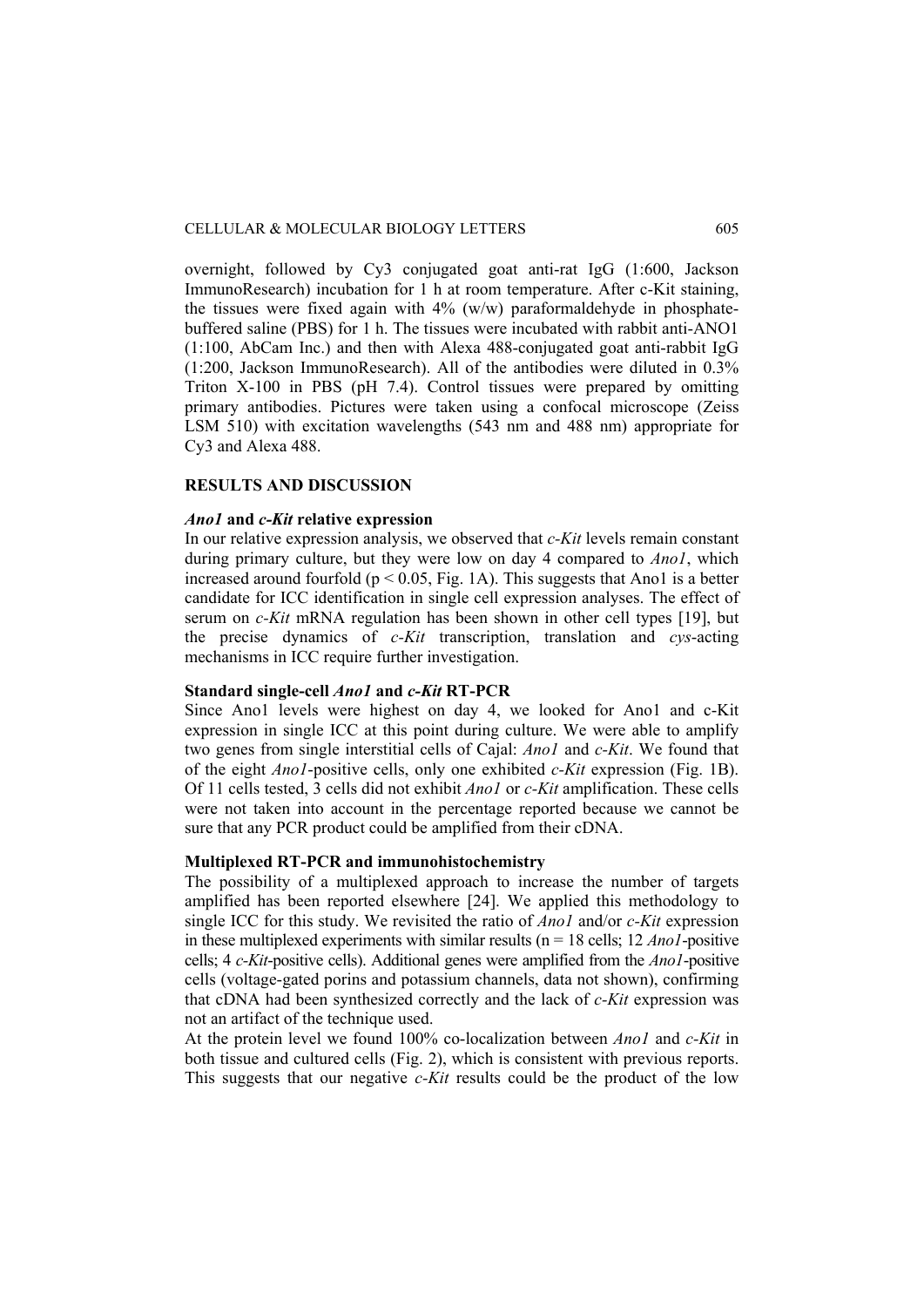overnight, followed by Cy3 conjugated goat anti-rat IgG (1:600, Jackson ImmunoResearch) incubation for 1 h at room temperature. After c-Kit staining, the tissues were fixed again with 4% (w/w) paraformaldehyde in phosphate-buffered saline (PBS) for 1 h. The tissues were incubated with rabbit anti-ANO1 (1:100, AbCam Inc.) and then with Alexa 488-conjugated goat anti-rabbit IgG (1:200, Jackson ImmunoResearch). All of the antibodies were diluted in 0.3% Triton X-100 in PBS (pH 7.4). Control tissues were prepared by omitting primary antibodies. Pictures were taken using a confocal microscope (Zeiss LSM 510) with excitation wavelengths (543 nm and 488 nm) appropriate for Cy3 and Alexa 488.

## RESULTS AND DISCUSSION

### *Ano1* and *c-Kit* relative expression

In our relative expression analysis, we observed that *c-Kit* levels remain constant during primary culture, but they were low on day 4 compared to *Ano1*, which increased around fourfold ($p < 0.05$, Fig. 1A). This suggests that Ano1 is a better candidate for ICC identification in single cell expression analyses. The effect of serum on *c-Kit* mRNA regulation has been shown in other cell types [19], but the precise dynamics of *c-Kit* transcription, translation and *cys*-acting mechanisms in ICC require further investigation.

### Standard single-cell *Ano1* and *c-Kit* RT-PCR

Since Ano1 levels were highest on day 4, we looked for Ano1 and c-Kit expression in single ICC at this point during culture. We were able to amplify two genes from single interstitial cells of Cajal: *Ano1* and *c-Kit*. We found that of the eight *Ano1*-positive cells, only one exhibited *c-Kit* expression (Fig. 1B). Of 11 cells tested, 3 cells did not exhibit *Ano1* or *c-Kit* amplification. These cells were not taken into account in the percentage reported because we cannot be sure that any PCR product could be amplified from their cDNA.

### Multiplexed RT-PCR and immunohistochemistry

The possibility of a multiplexed approach to increase the number of targets amplified has been reported elsewhere [24]. We applied this methodology to single ICC for this study. We revisited the ratio of *Ano1* and/or *c-Kit* expression in these multiplexed experiments with similar results (n = 18 cells; 12 *Ano1*-positive cells; 4 *c-Kit*-positive cells). Additional genes were amplified from the *Ano1*-positive cells (voltage-gated porins and potassium channels, data not shown), confirming that cDNA had been synthesized correctly and the lack of *c-Kit* expression was not an artifact of the technique used.

At the protein level we found 100% co-localization between *Ano1* and *c-Kit* in both tissue and cultured cells (Fig. 2), which is consistent with previous reports. This suggests that our negative *c-Kit* results could be the product of the low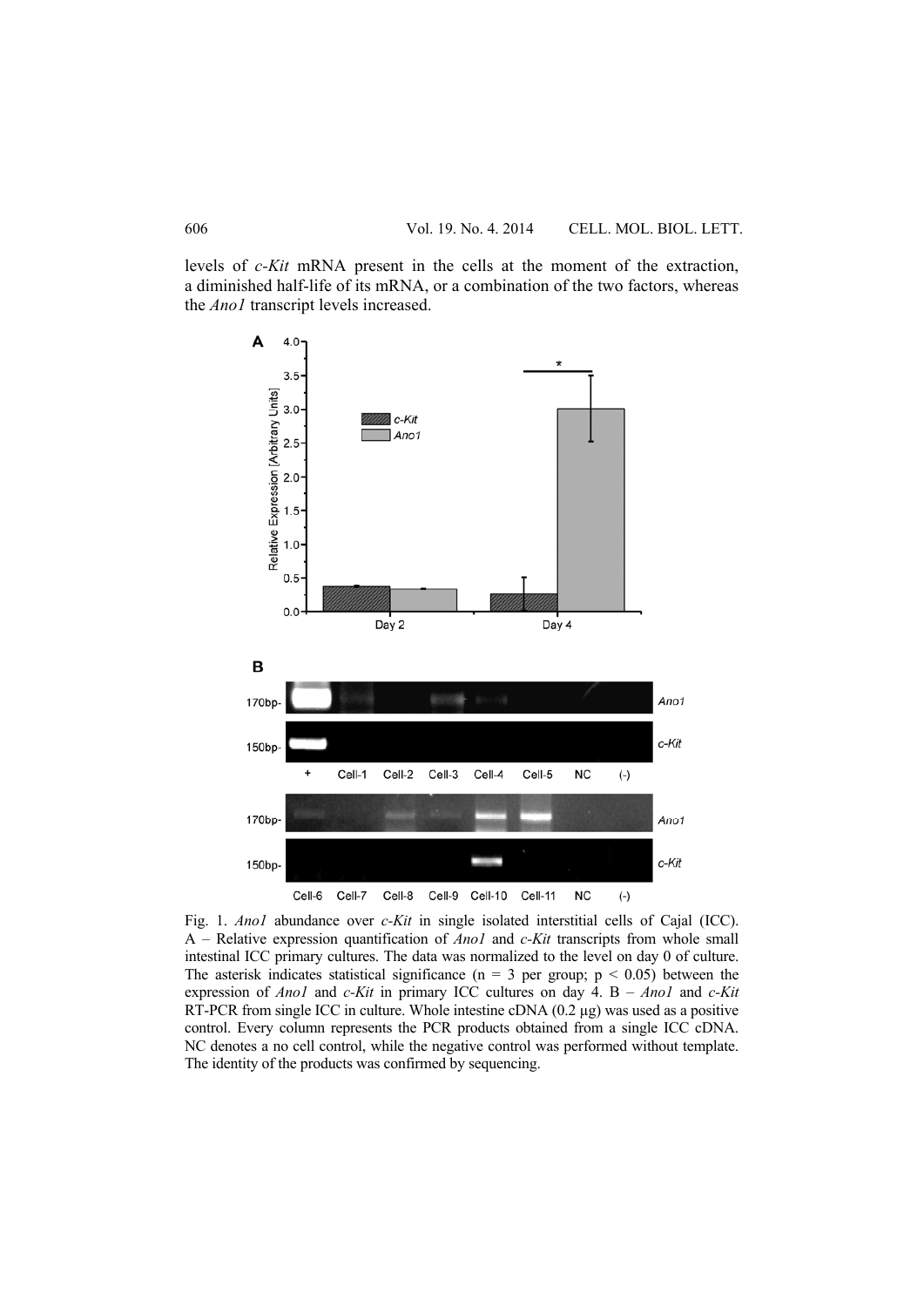levels of *c-Kit* mRNA present in the cells at the moment of the extraction, a diminished half-life of its mRNA, or a combination of the two factors, whereas the *Ano1* transcript levels increased.

Fig. 1. *Ano1* abundance over *c-Kit* in single isolated interstitial cells of Cajal (ICC). A – Relative expression quantification of *Ano1* and *c-Kit* transcripts from whole small intestinal ICC primary cultures. The data was normalized to the level on day 0 of culture. The asterisk indicates statistical significance ($n = 3$ per group; $p < 0.05$) between the expression of *Ano1* and *c-Kit* in primary ICC cultures on day 4. B – *Ano1* and *c-Kit* RT-PCR from single ICC in culture. Whole intestine cDNA (0.2 μg) was used as a positive control. Every column represents the PCR products obtained from a single ICC cDNA. NC denotes a no cell control, while the negative control was performed without template. The identity of the products was confirmed by sequencing.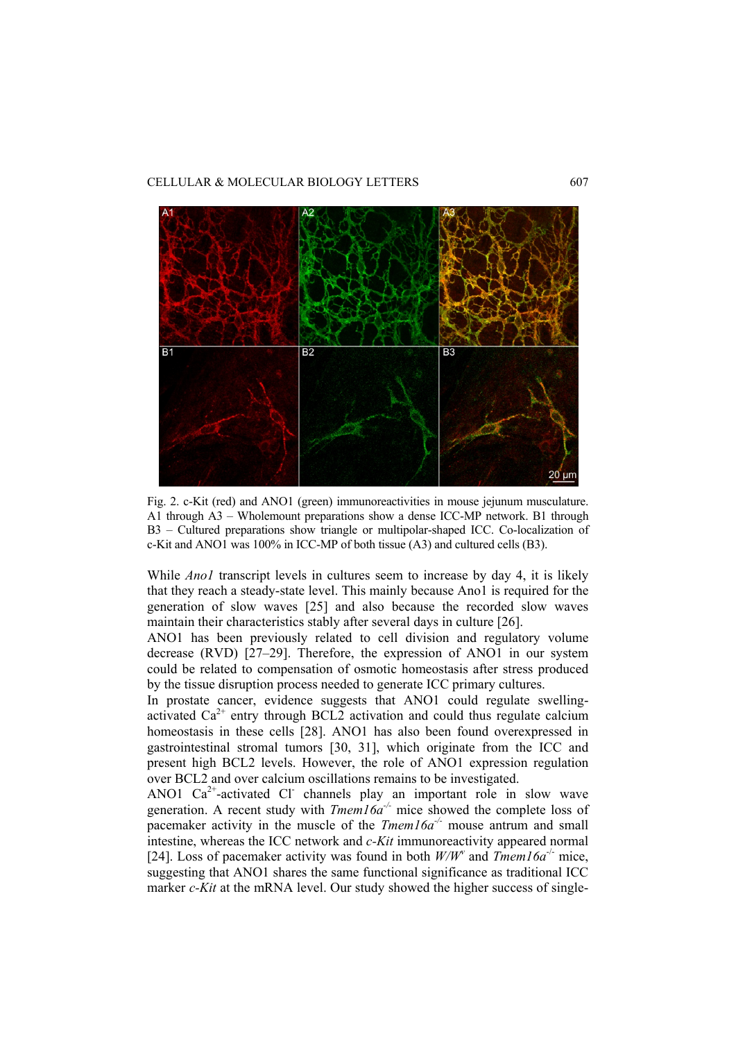Fig. 2. c-Kit (red) and ANO1 (green) immunoreactivities in mouse jejunum musculature. A1 through A3 – Wholemount preparations show a dense ICC-MP network. B1 through B3 – Cultured preparations show triangle or multipolar-shaped ICC. Co-localization of c-Kit and ANO1 was 100% in ICC-MP of both tissue (A3) and cultured cells (B3).

While *Ano1* transcript levels in cultures seem to increase by day 4, it is likely that they reach a steady-state level. This mainly because Ano1 is required for the generation of slow waves [25] and also because the recorded slow waves maintain their characteristics stably after several days in culture [26].

ANO1 has been previously related to cell division and regulatory volume decrease (RVD) [27–29]. Therefore, the expression of ANO1 in our system could be related to compensation of osmotic homeostasis after stress produced by the tissue disruption process needed to generate ICC primary cultures.

In prostate cancer, evidence suggests that ANO1 could regulate swelling-activated $Ca^{2+}$ entry through BCL2 activation and could thus regulate calcium homeostasis in these cells [28]. ANO1 has also been found overexpressed in gastrointestinal stromal tumors [30, 31], which originate from the ICC and present high BCL2 levels. However, the role of ANO1 expression regulation over BCL2 and over calcium oscillations remains to be investigated.

ANO1 $Ca^{2+}$-activated $Cl^-$ channels play an important role in slow wave generation. A recent study with *Tmem16a*$^{-/-}$ mice showed the complete loss of pacemaker activity in the muscle of the *Tmem16a*$^{-/-}$ mouse antrum and small intestine, whereas the ICC network and *c-Kit* immunoreactivity appeared normal [24]. Loss of pacemaker activity was found in both *W/W*$^{v}$ and *Tmem16a*$^{-/-}$ mice, suggesting that ANO1 shares the same functional significance as traditional ICC marker *c-Kit* at the mRNA level. Our study showed the higher success of single-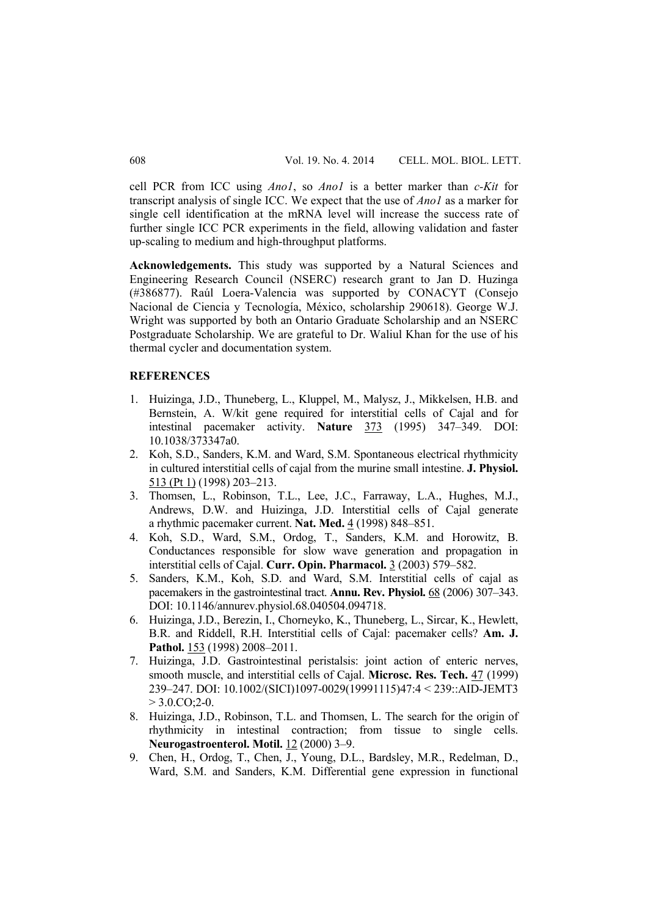cell PCR from ICC using *Ano1*, so *Ano1* is a better marker than *c-Kit* for transcript analysis of single ICC. We expect that the use of *Ano1* as a marker for single cell identification at the mRNA level will increase the success rate of further single ICC PCR experiments in the field, allowing validation and faster up-scaling to medium and high-throughput platforms.

**Acknowledgements.** This study was supported by a Natural Sciences and Engineering Research Council (NSERC) research grant to Jan D. Huzinga (#386877). Raúl Loera-Valencia was supported by CONACYT (Consejo Nacional de Ciencia y Tecnología, México, scholarship 290618). George W.J. Wright was supported by both an Ontario Graduate Scholarship and an NSERC Postgraduate Scholarship. We are grateful to Dr. Waliul Khan for the use of his thermal cycler and documentation system.

## REFERENCES

1. Huizinga, J.D., Thuneberg, L., Kluppel, M., Malysz, J., Mikkelsen, H.B. and Bernstein, A. W/kit gene required for interstitial cells of Cajal and for intestinal pacemaker activity. **Nature** 373 (1995) 347–349. DOI: 10.1038/373347a0.
2. Koh, S.D., Sanders, K.M. and Ward, S.M. Spontaneous electrical rhythmicity in cultured interstitial cells of cajal from the murine small intestine. **J. Physiol.** 513 (Pt 1) (1998) 203–213.
3. Thomsen, L., Robinson, T.L., Lee, J.C., Farraway, L.A., Hughes, M.J., Andrews, D.W. and Huizinga, J.D. Interstitial cells of Cajal generate a rhythmic pacemaker current. **Nat. Med.** 4 (1998) 848–851.
4. Koh, S.D., Ward, S.M., Ordog, T., Sanders, K.M. and Horowitz, B. Conductances responsible for slow wave generation and propagation in interstitial cells of Cajal. **Curr. Opin. Pharmacol.** 3 (2003) 579–582.
5. Sanders, K.M., Koh, S.D. and Ward, S.M. Interstitial cells of cajal as pacemakers in the gastrointestinal tract. **Annu. Rev. Physiol.** 68 (2006) 307–343. DOI: 10.1146/annurev.physiol.68.040504.094718.
6. Huizinga, J.D., Berezin, I., Chorneyko, K., Thuneberg, L., Sircar, K., Hewlett, B.R. and Riddell, R.H. Interstitial cells of Cajal: pacemaker cells? **Am. J. Pathol.** 153 (1998) 2008–2011.
7. Huizinga, J.D. Gastrointestinal peristalsis: joint action of enteric nerves, smooth muscle, and interstitial cells of Cajal. **Microsc. Res. Tech.** 47 (1999) 239–247. DOI: 10.1002/(SICI)1097-0029(19991115)47:4 < 239::AID-JEMT3 > 3.0.CO;2-0.
8. Huizinga, J.D., Robinson, T.L. and Thomsen, L. The search for the origin of rhythmicity in intestinal contraction; from tissue to single cells. **Neurogastroenterol. Motil.** 12 (2000) 3–9.
9. Chen, H., Ordog, T., Chen, J., Young, D.L., Bardsley, M.R., Redelman, D., Ward, S.M. and Sanders, K.M. Differential gene expression in functional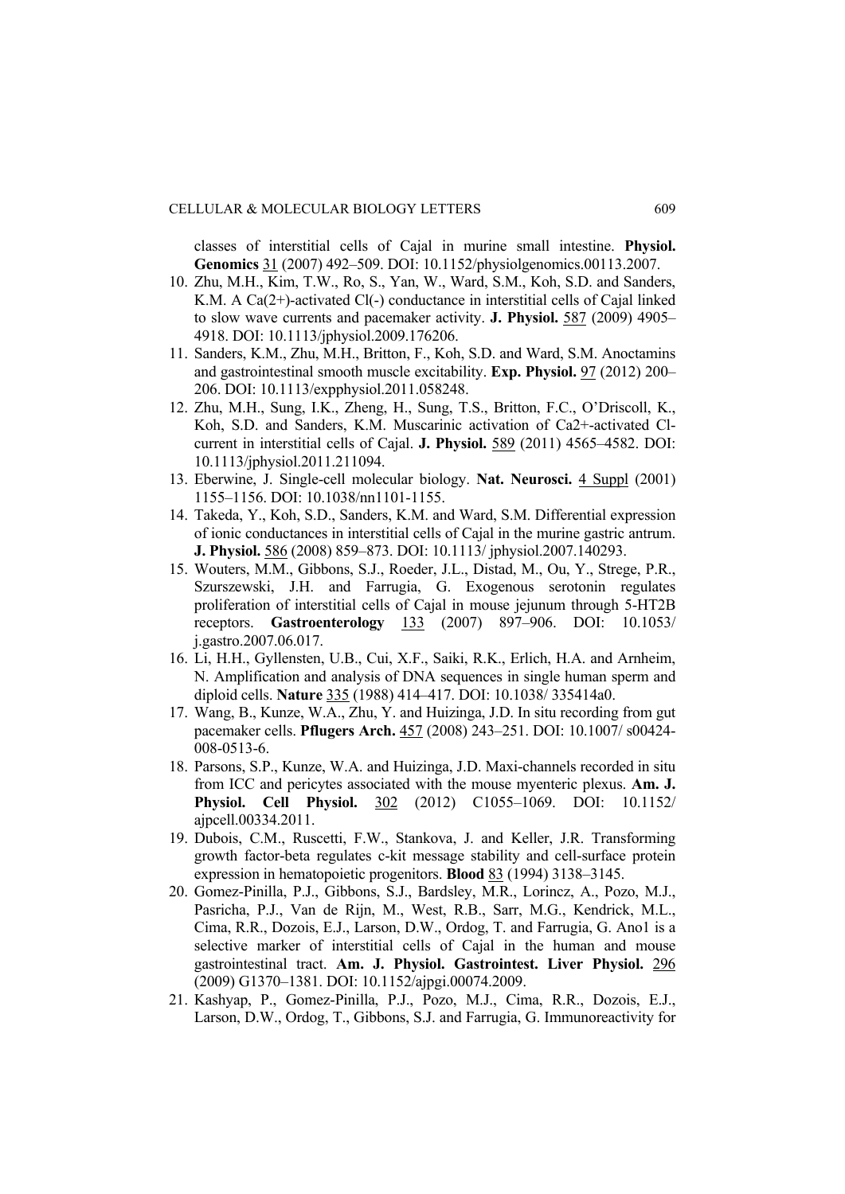classes of interstitial cells of Cajal in murine small intestine. **Physiol. Genomics** 31 (2007) 492–509. DOI: 10.1152/physiolgenomics.00113.2007.

10. Zhu, M.H., Kim, T.W., Ro, S., Yan, W., Ward, S.M., Koh, S.D. and Sanders, K.M. A Ca(2+)-activated Cl(-) conductance in interstitial cells of Cajal linked to slow wave currents and pacemaker activity. **J. Physiol.** 587 (2009) 4905–4918. DOI: 10.1113/jphysiol.2009.176206.
11. Sanders, K.M., Zhu, M.H., Britton, F., Koh, S.D. and Ward, S.M. Anoctamins and gastrointestinal smooth muscle excitability. **Exp. Physiol.** 97 (2012) 200–206. DOI: 10.1113/expphysiol.2011.058248.
12. Zhu, M.H., Sung, I.K., Zheng, H., Sung, T.S., Britton, F.C., O'Driscoll, K., Koh, S.D. and Sanders, K.M. Muscarinic activation of Ca2+-activated Cl-current in interstitial cells of Cajal. **J. Physiol.** 589 (2011) 4565–4582. DOI: 10.1113/jphysiol.2011.211094.
13. Eberwine, J. Single-cell molecular biology. **Nat. Neurosci.** 4 Suppl (2001) 1155–1156. DOI: 10.1038/nn1101-1155.
14. Takeda, Y., Koh, S.D., Sanders, K.M. and Ward, S.M. Differential expression of ionic conductances in interstitial cells of Cajal in the murine gastric antrum. **J. Physiol.** 586 (2008) 859–873. DOI: 10.1113/ jphysiol.2007.140293.
15. Wouters, M.M., Gibbons, S.J., Roeder, J.L., Distad, M., Ou, Y., Strege, P.R., Szurszewski, J.H. and Farrugia, G. Exogenous serotonin regulates proliferation of interstitial cells of Cajal in mouse jejunum through 5-HT2B receptors. **Gastroenterology** 133 (2007) 897–906. DOI: 10.1053/ j.gastro.2007.06.017.
16. Li, H.H., Gyllensten, U.B., Cui, X.F., Saiki, R.K., Erlich, H.A. and Arnheim, N. Amplification and analysis of DNA sequences in single human sperm and diploid cells. **Nature** 335 (1988) 414–417. DOI: 10.1038/ 335414a0.
17. Wang, B., Kunze, W.A., Zhu, Y. and Huizinga, J.D. In situ recording from gut pacemaker cells. **Pflugers Arch.** 457 (2008) 243–251. DOI: 10.1007/ s00424-008-0513-6.
18. Parsons, S.P., Kunze, W.A. and Huizinga, J.D. Maxi-channels recorded in situ from ICC and pericytes associated with the mouse myenteric plexus. **Am. J. Physiol. Cell Physiol.** 302 (2012) C1055–1069. DOI: 10.1152/ ajpcell.00334.2011.
19. Dubois, C.M., Ruscetti, F.W., Stankova, J. and Keller, J.R. Transforming growth factor-beta regulates c-kit message stability and cell-surface protein expression in hematopoietic progenitors. **Blood** 83 (1994) 3138–3145.
20. Gomez-Pinilla, P.J., Gibbons, S.J., Bardsley, M.R., Lorincz, A., Pozo, M.J., Pasricha, P.J., Van de Rijn, M., West, R.B., Sarr, M.G., Kendrick, M.L., Cima, R.R., Dozois, E.J., Larson, D.W., Ordog, T. and Farrugia, G. Ano1 is a selective marker of interstitial cells of Cajal in the human and mouse gastrointestinal tract. **Am. J. Physiol. Gastrointest. Liver Physiol.** 296 (2009) G1370–1381. DOI: 10.1152/ajpgi.00074.2009.
21. Kashyap, P., Gomez-Pinilla, P.J., Pozo, M.J., Cima, R.R., Dozois, E.J., Larson, D.W., Ordog, T., Gibbons, S.J. and Farrugia, G. Immunoreactivity for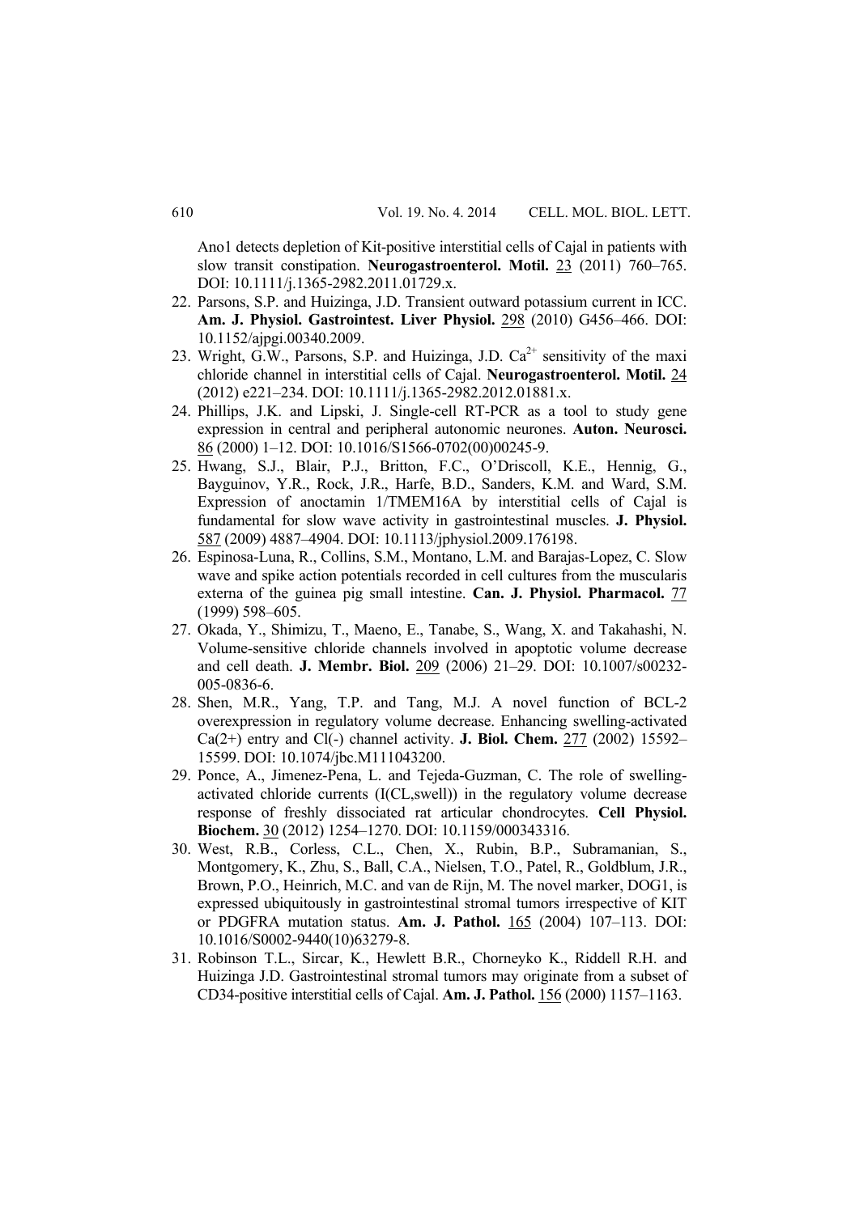Ano1 detects depletion of Kit-positive interstitial cells of Cajal in patients with slow transit constipation. **Neurogastroenterol. Motil.** 23 (2011) 760–765. DOI: 10.1111/j.1365-2982.2011.01729.x.

22. Parsons, S.P. and Huizinga, J.D. Transient outward potassium current in ICC. **Am. J. Physiol. Gastrointest. Liver Physiol.** 298 (2010) G456–466. DOI: 10.1152/ajpgi.00340.2009.
23. Wright, G.W., Parsons, S.P. and Huizinga, J.D. $Ca^{2+}$ sensitivity of the maxi chloride channel in interstitial cells of Cajal. **Neurogastroenterol. Motil.** 24 (2012) e221–234. DOI: 10.1111/j.1365-2982.2012.01881.x.
24. Phillips, J.K. and Lipski, J. Single-cell RT-PCR as a tool to study gene expression in central and peripheral autonomic neurones. **Auton. Neurosci.** 86 (2000) 1–12. DOI: 10.1016/S1566-0702(00)00245-9.
25. Hwang, S.J., Blair, P.J., Britton, F.C., O'Driscoll, K.E., Hennig, G., Bayguinov, Y.R., Rock, J.R., Harfe, B.D., Sanders, K.M. and Ward, S.M. Expression of anoctamin 1/TMEM16A by interstitial cells of Cajal is fundamental for slow wave activity in gastrointestinal muscles. **J. Physiol.** 587 (2009) 4887–4904. DOI: 10.1113/jphysiol.2009.176198.
26. Espinosa-Luna, R., Collins, S.M., Montano, L.M. and Barajas-Lopez, C. Slow wave and spike action potentials recorded in cell cultures from the muscularis externa of the guinea pig small intestine. **Can. J. Physiol. Pharmacol.** 77 (1999) 598–605.
27. Okada, Y., Shimizu, T., Maeno, E., Tanabe, S., Wang, X. and Takahashi, N. Volume-sensitive chloride channels involved in apoptotic volume decrease and cell death. **J. Membr. Biol.** 209 (2006) 21–29. DOI: 10.1007/s00232-005-0836-6.
28. Shen, M.R., Yang, T.P. and Tang, M.J. A novel function of BCL-2 overexpression in regulatory volume decrease. Enhancing swelling-activated Ca(2+) entry and Cl(-) channel activity. **J. Biol. Chem.** 277 (2002) 15592–15599. DOI: 10.1074/jbc.M111043200.
29. Ponce, A., Jimenez-Pena, L. and Tejeda-Guzman, C. The role of swelling-activated chloride currents (I(CL,swell)) in the regulatory volume decrease response of freshly dissociated rat articular chondrocytes. **Cell Physiol. Biochem.** 30 (2012) 1254–1270. DOI: 10.1159/000343316.
30. West, R.B., Corless, C.L., Chen, X., Rubin, B.P., Subramanian, S., Montgomery, K., Zhu, S., Ball, C.A., Nielsen, T.O., Patel, R., Goldblum, J.R., Brown, P.O., Heinrich, M.C. and van de Rijn, M. The novel marker, DOG1, is expressed ubiquitously in gastrointestinal stromal tumors irrespective of KIT or PDGFRA mutation status. **Am. J. Pathol.** 165 (2004) 107–113. DOI: 10.1016/S0002-9440(10)63279-8.
31. Robinson T.L., Sircar, K., Hewlett B.R., Chorneyko K., Riddell R.H. and Huizinga J.D. Gastrointestinal stromal tumors may originate from a subset of CD34-positive interstitial cells of Cajal. **Am. J. Pathol.** 156 (2000) 1157–1163.